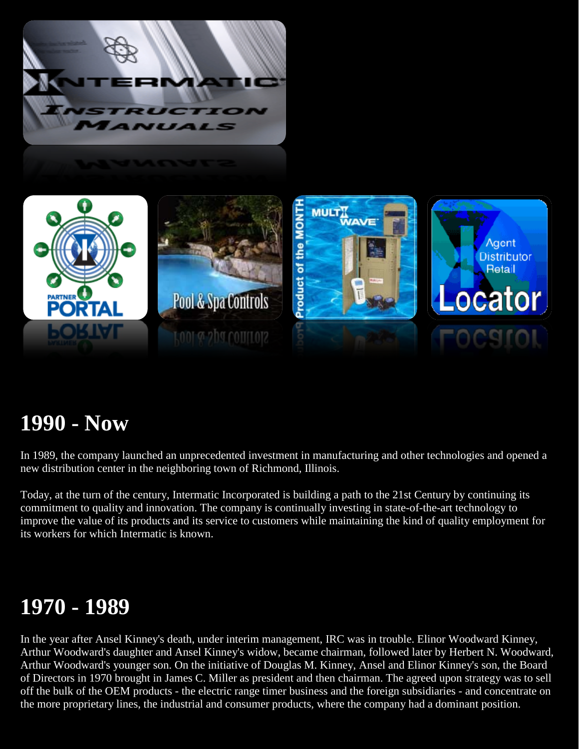## 1990 - Now

In 1989, the company launched an unprecedented investment in manufacturing and other technologies and opened a new distribution center in the neighboring town of Richmond, Illinois.

Today, at the turn of the century, Intermatic Incorporated is building a path to the 21st Century by continuing its commitment to quality and innovation. The company is continually investing in state-of-the-art technology to improve the value of its products and its service to customers while maintaining the kind of quality employment for its workers for which Intermatic is known.

## 1970 - 1989

In the year after Ansel Kinney's death, under interim management, IRC was in trouble. Elinor Woodward Kinney, Arthur Woodward's daughter and Ansel Kinney's widow, became chairman, followed later by Herbert N. Woodward, Arthur Woodward's younger son. On the initiative of Douglas M. Kinney, Ansel and Elinor Kinney's son, the Board of Directors in 1970 brought in James C. Miller as president and then chairman. The agreed upon strategy was to sell off the bulk of the OEM products - the electric range timer business and the foreign subsidiaries - and concentrate on the more proprietary lines, the industrial and consumer products, where the company had a dominant position.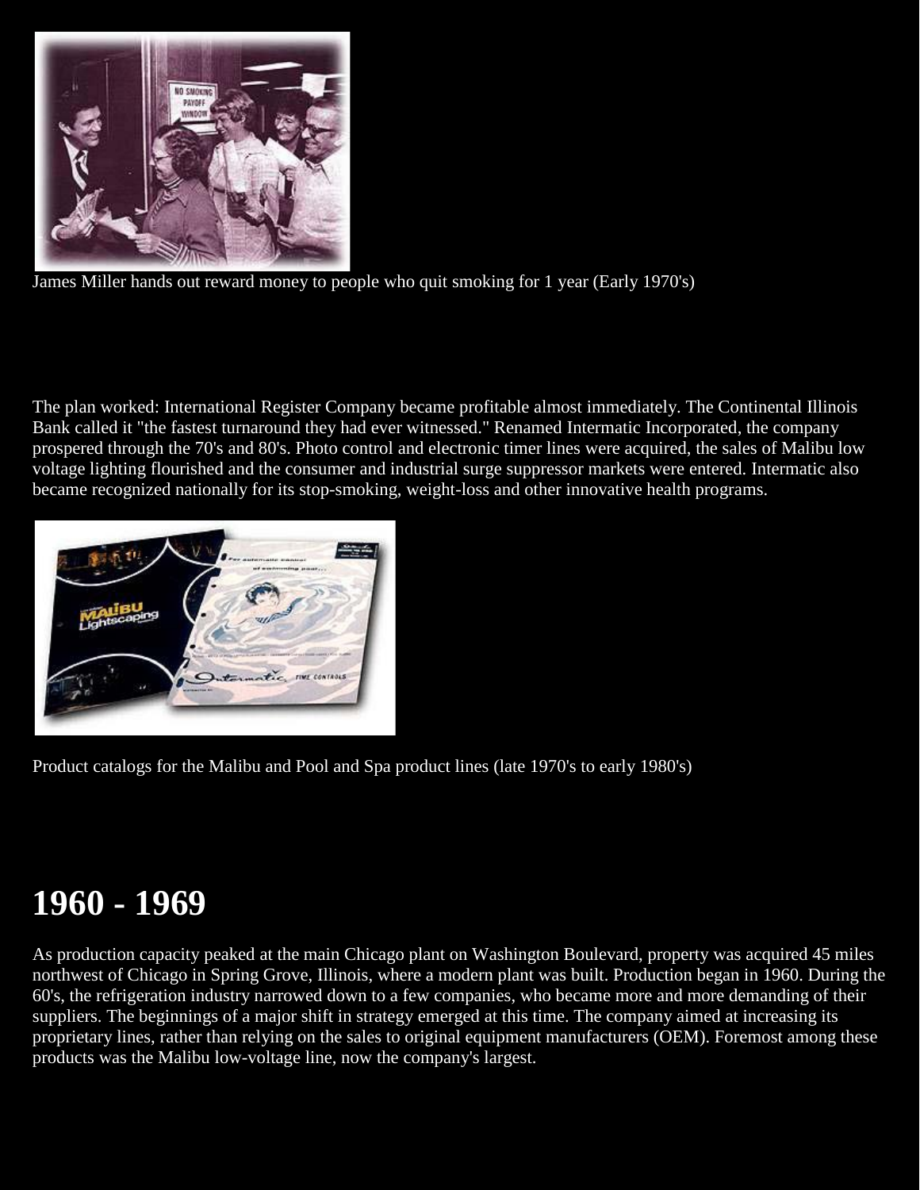James Miller hands out reward money to people who quit smoking for 1 year (Early 1970's)

The plan worked: International Register Company became profitable almost immediately. The Continental Illinois Bank called it "the fastest turnaround they had ever witnessed." Renamed Intermatic Incorporated, the company prospered through the 70's and 80's. Photo control and electronic timer lines were acquired, the sales of Malibu low voltage lighting flourished and the consumer and industrial surge suppressor markets were entered. Intermatic also became recognized nationally for its stop-smoking, weight-loss and other innovative health programs.

Product catalogs for the Malibu and Pool and Spa product lines (late 1970's to early 1980's)

# 1960 - 1969

As production capacity peaked at the main Chicago plant on Washington Boulevard, property was acquired 45 miles northwest of Chicago in Spring Grove, Illinois, where a modern plant was built. Production began in 1960. During the 60's, the refrigeration industry narrowed down to a few companies, who became more and more demanding of their suppliers. The beginnings of a major shift in strategy emerged at this time. The company aimed at increasing its proprietary lines, rather than relying on the sales to original equipment manufacturers (OEM). Foremost among these products was the Malibu low-voltage line, now the company's largest.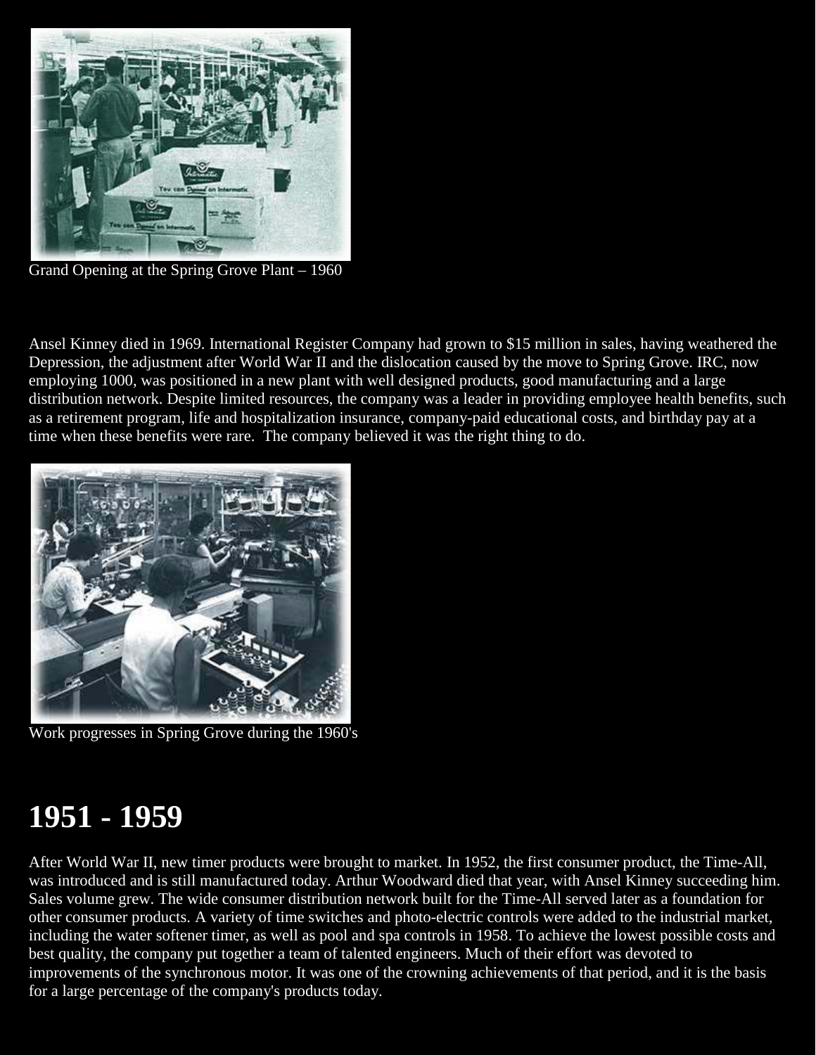Grand Opening at the Spring Grove Plant – 1960

Ansel Kinney died in 1969. International Register Company had grown to $15 million in sales, having weathered the Depression, the adjustment after World War II and the dislocation caused by the move to Spring Grove. IRC, now employing 1000, was positioned in a new plant with well designed products, good manufacturing and a large distribution network. Despite limited resources, the company was a leader in providing employee health benefits, such as a retirement program, life and hospitalization insurance, company-paid educational costs, and birthday pay at a time when these benefits were rare. The company believed it was the right thing to do.

Work progresses in Spring Grove during the 1960's

# 1951 - 1959

After World War II, new timer products were brought to market. In 1952, the first consumer product, the Time-All, was introduced and is still manufactured today. Arthur Woodward died that year, with Ansel Kinney succeeding him. Sales volume grew. The wide consumer distribution network built for the Time-All served later as a foundation for other consumer products. A variety of time switches and photo-electric controls were added to the industrial market, including the water softener timer, as well as pool and spa controls in 1958. To achieve the lowest possible costs and best quality, the company put together a team of talented engineers. Much of their effort was devoted to improvements of the synchronous motor. It was one of the crowning achievements of that period, and it is the basis for a large percentage of the company's products today.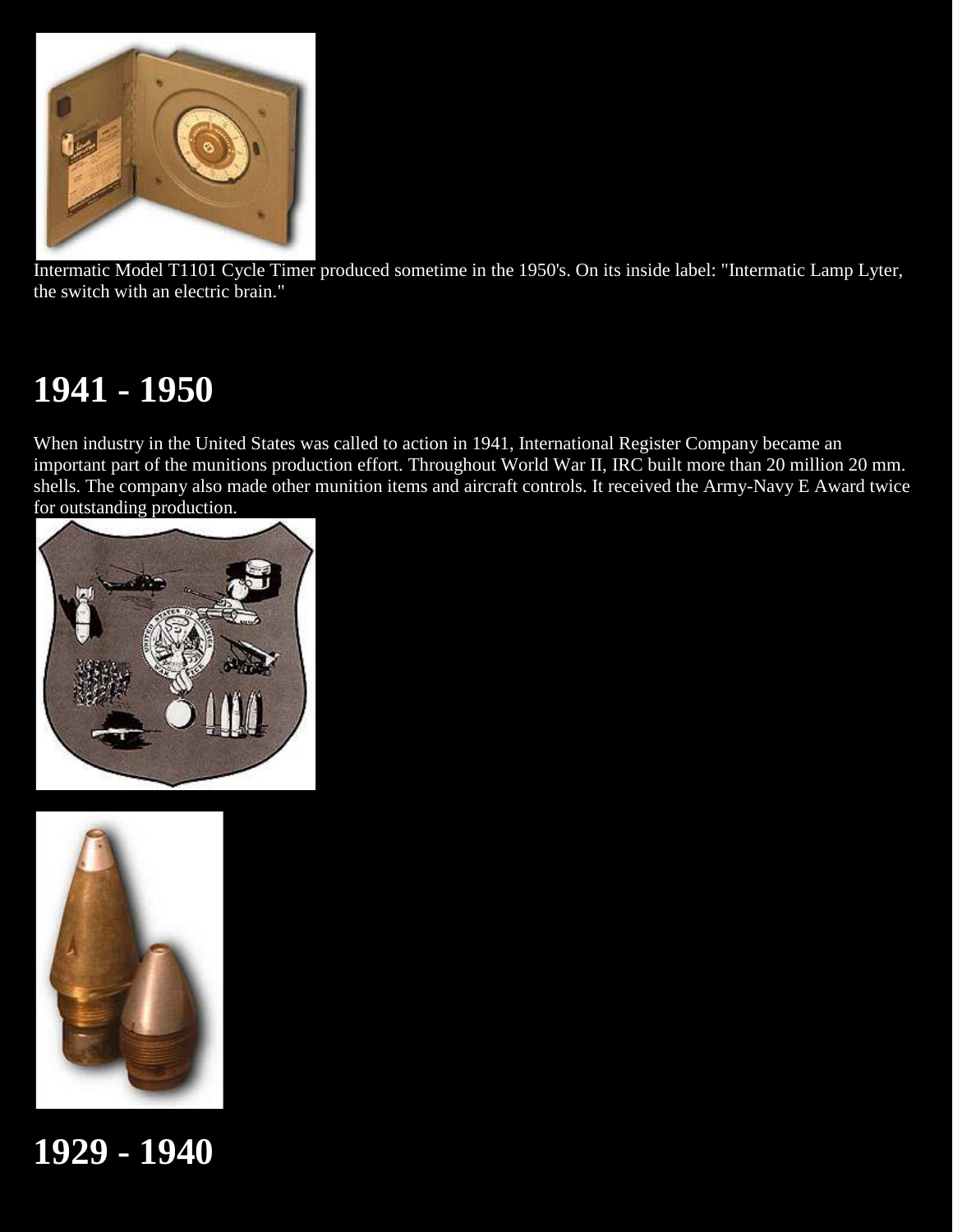Intermatic Model T1101 Cycle Timer produced sometime in the 1950's. On its inside label: "Intermatic Lamp Lyter, the switch with an electric brain."

# 1941 - 1950

When industry in the United States was called to action in 1941, International Register Company became an important part of the munitions production effort. Throughout World War II, IRC built more than 20 million 20 mm. shells. The company also made other munition items and aircraft controls. It received the Army-Navy E Award twice for outstanding production.

# 1929 - 1940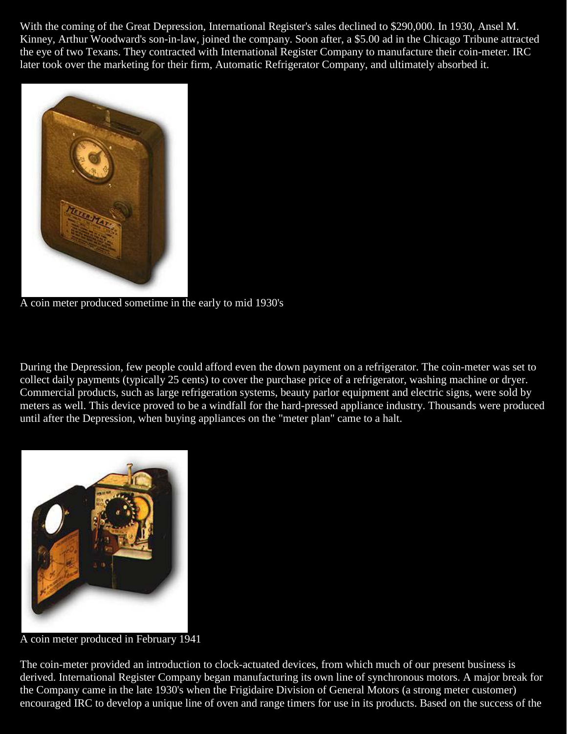With the coming of the Great Depression, International Register's sales declined to $290,000. In 1930, Ansel M. Kinney, Arthur Woodward's son-in-law, joined the company. Soon after, a $5.00 ad in the Chicago Tribune attracted the eye of two Texans. They contracted with International Register Company to manufacture their coin-meter. IRC later took over the marketing for their firm, Automatic Refrigerator Company, and ultimately absorbed it.

A coin meter produced sometime in the early to mid 1930's

During the Depression, few people could afford even the down payment on a refrigerator. The coin-meter was set to collect daily payments (typically 25 cents) to cover the purchase price of a refrigerator, washing machine or dryer. Commercial products, such as large refrigeration systems, beauty parlor equipment and electric signs, were sold by meters as well. This device proved to be a windfall for the hard-pressed appliance industry. Thousands were produced until after the Depression, when buying appliances on the "meter plan" came to a halt.

A coin meter produced in February 1941

The coin-meter provided an introduction to clock-actuated devices, from which much of our present business is derived. International Register Company began manufacturing its own line of synchronous motors. A major break for the Company came in the late 1930's when the Frigidaire Division of General Motors (a strong meter customer) encouraged IRC to develop a unique line of oven and range timers for use in its products. Based on the success of the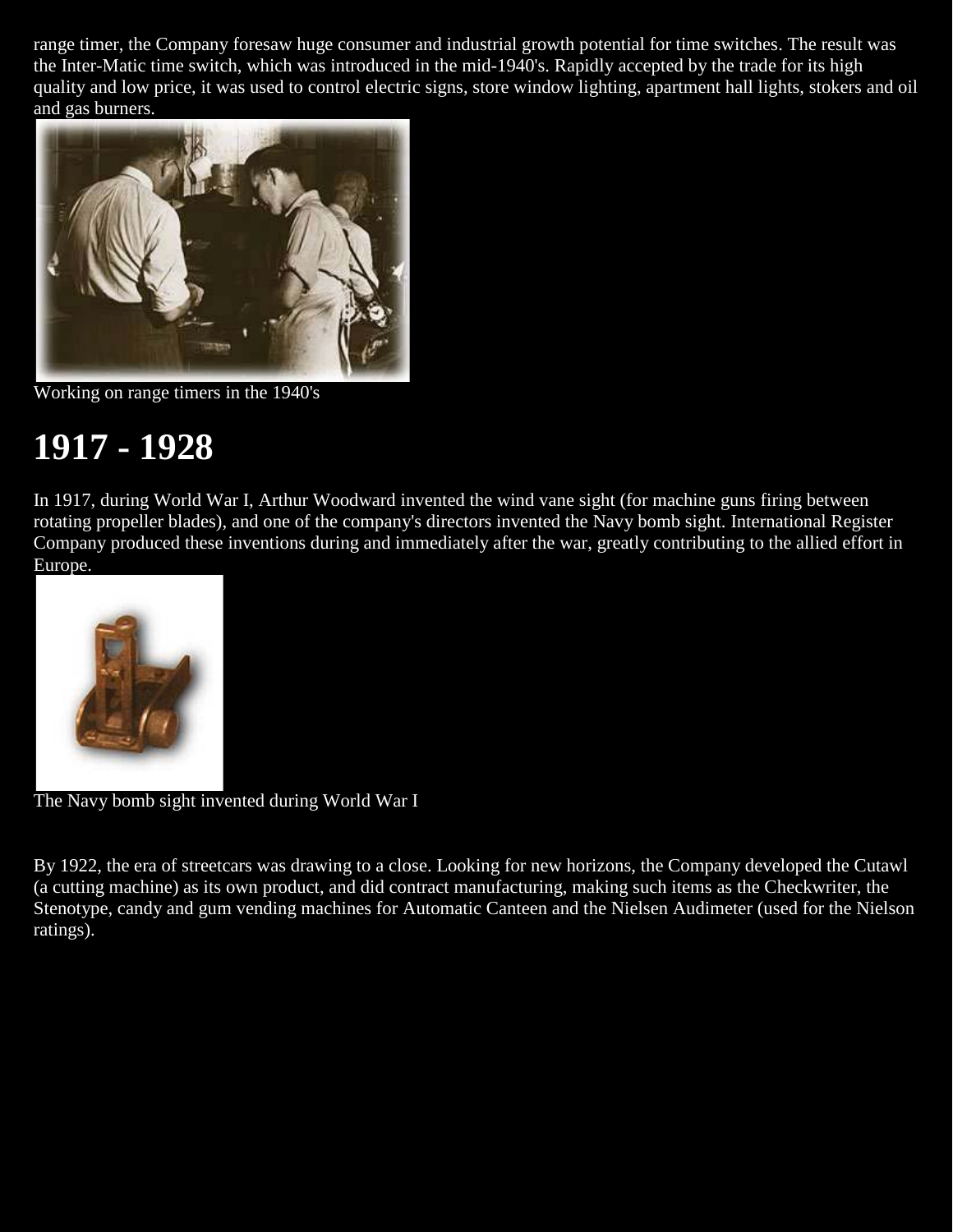range timer, the Company foresaw huge consumer and industrial growth potential for time switches. The result was the Inter-Matic time switch, which was introduced in the mid-1940's. Rapidly accepted by the trade for its high quality and low price, it was used to control electric signs, store window lighting, apartment hall lights, stokers and oil and gas burners.

Working on range timers in the 1940's

# 1917 - 1928

In 1917, during World War I, Arthur Woodward invented the wind vane sight (for machine guns firing between rotating propeller blades), and one of the company's directors invented the Navy bomb sight. International Register Company produced these inventions during and immediately after the war, greatly contributing to the allied effort in Europe.

The Navy bomb sight invented during World War I

By 1922, the era of streetcars was drawing to a close. Looking for new horizons, the Company developed the Cutawl (a cutting machine) as its own product, and did contract manufacturing, making such items as the Checkwriter, the Stenotype, candy and gum vending machines for Automatic Canteen and the Nielsen Audimeter (used for the Nielson ratings).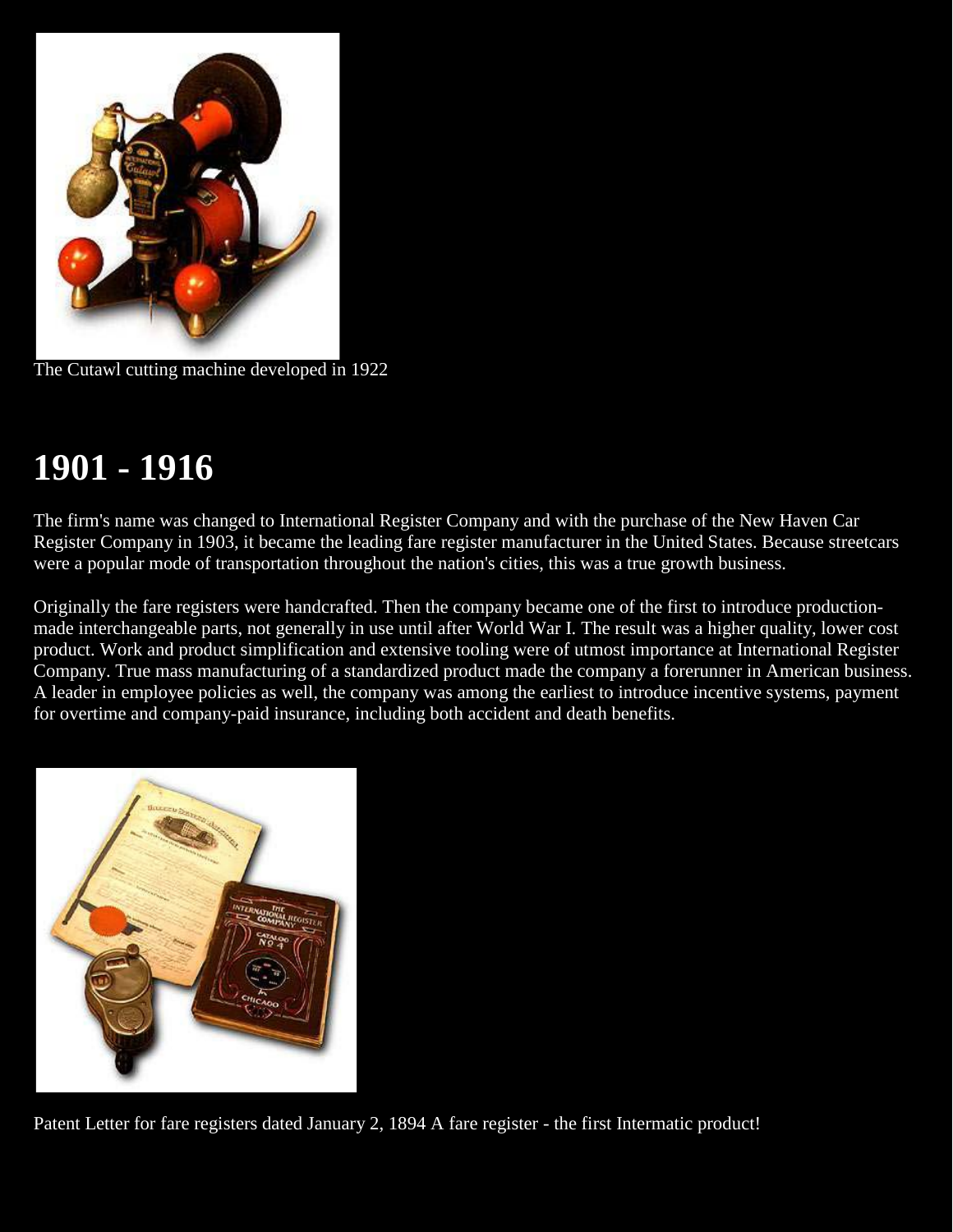The Cutawl cutting machine developed in 1922

# 1901 - 1916

The firm's name was changed to International Register Company and with the purchase of the New Haven Car Register Company in 1903, it became the leading fare register manufacturer in the United States. Because streetcars were a popular mode of transportation throughout the nation's cities, this was a true growth business.

Originally the fare registers were handcrafted. Then the company became one of the first to introduce production-made interchangeable parts, not generally in use until after World War I. The result was a higher quality, lower cost product. Work and product simplification and extensive tooling were of utmost importance at International Register Company. True mass manufacturing of a standardized product made the company a forerunner in American business. A leader in employee policies as well, the company was among the earliest to introduce incentive systems, payment for overtime and company-paid insurance, including both accident and death benefits.

Patent Letter for fare registers dated January 2, 1894 A fare register - the first Intermatic product!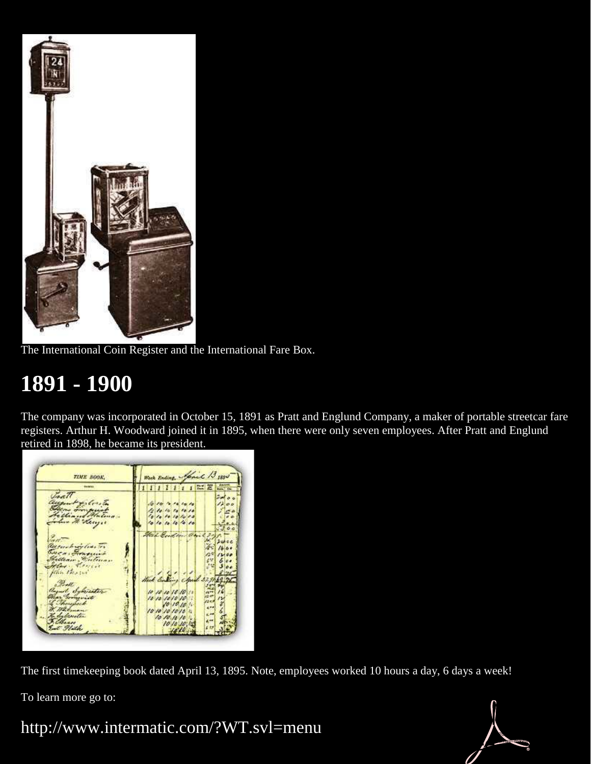The International Coin Register and the International Fare Box.

# 1891 - 1900

The company was incorporated in October 15, 1891 as Pratt and Englund Company, a maker of portable streetcar fare registers. Arthur H. Woodward joined it in 1895, when there were only seven employees. After Pratt and Englund retired in 1898, he became its president.

The first timekeeping book dated April 13, 1895. Note, employees worked 10 hours a day, 6 days a week!

To learn more go to:

http://www.intermatic.com/?WT.svl=menu